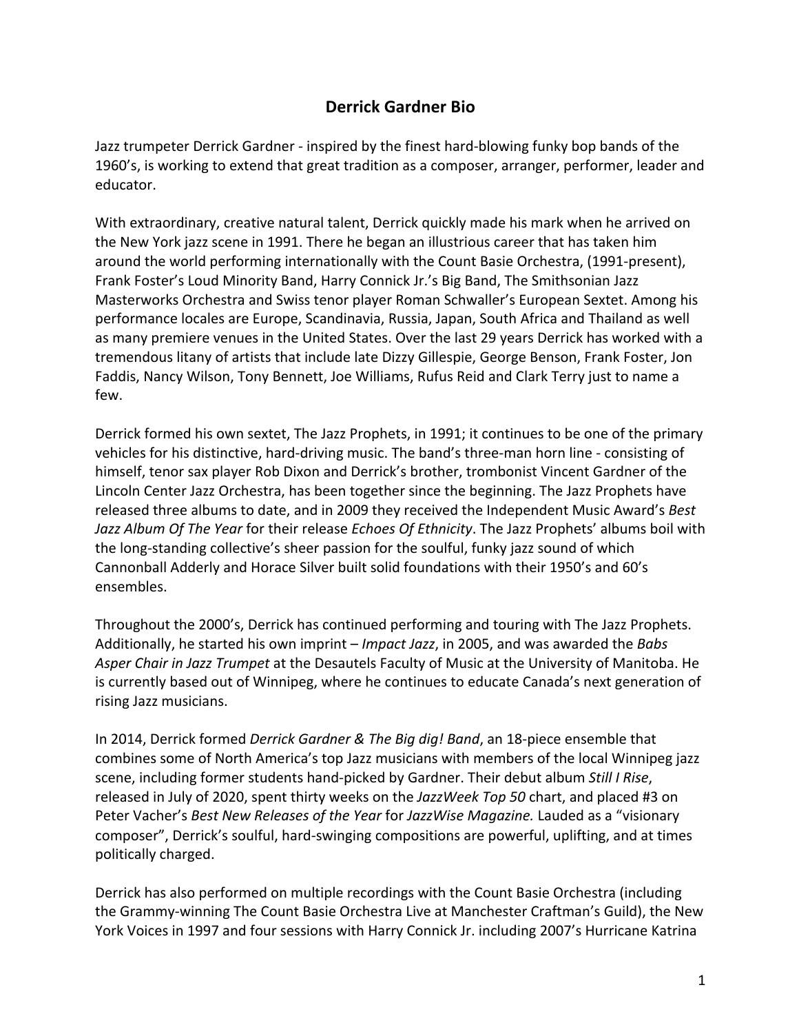## Derrick Gardner Bio

Jazz trumpeter Derrick Gardner - inspired by the finest hard-blowing funky bop bands of the 1960's, is working to extend that great tradition as a composer, arranger, performer, leader and educator.

With extraordinary, creative natural talent, Derrick quickly made his mark when he arrived on the New York jazz scene in 1991. There he began an illustrious career that has taken him around the world performing internationally with the Count Basie Orchestra, (1991-present), Frank Foster's Loud Minority Band, Harry Connick Jr.'s Big Band, The Smithsonian Jazz Masterworks Orchestra and Swiss tenor player Roman Schwaller's European Sextet. Among his performance locales are Europe, Scandinavia, Russia, Japan, South Africa and Thailand as well as many premiere venues in the United States. Over the last 29 years Derrick has worked with a tremendous litany of artists that include late Dizzy Gillespie, George Benson, Frank Foster, Jon Faddis, Nancy Wilson, Tony Bennett, Joe Williams, Rufus Reid and Clark Terry just to name a few.

Derrick formed his own sextet, The Jazz Prophets, in 1991; it continues to be one of the primary vehicles for his distinctive, hard-driving music. The band's three-man horn line - consisting of himself, tenor sax player Rob Dixon and Derrick's brother, trombonist Vincent Gardner of the Lincoln Center Jazz Orchestra, has been together since the beginning. The Jazz Prophets have released three albums to date, and in 2009 they received the Independent Music Award's *Best Jazz Album Of The Year* for their release *Echoes Of Ethnicity*. The Jazz Prophets' albums boil with the long-standing collective's sheer passion for the soulful, funky jazz sound of which Cannonball Adderly and Horace Silver built solid foundations with their 1950's and 60's ensembles.

Throughout the 2000's, Derrick has continued performing and touring with The Jazz Prophets. Additionally, he started his own imprint – *Impact Jazz*, in 2005, and was awarded the *Babs Asper Chair in Jazz Trumpet* at the Desautels Faculty of Music at the University of Manitoba. He is currently based out of Winnipeg, where he continues to educate Canada's next generation of rising Jazz musicians.

In 2014, Derrick formed *Derrick Gardner & The Big dig! Band*, an 18-piece ensemble that combines some of North America's top Jazz musicians with members of the local Winnipeg jazz scene, including former students hand-picked by Gardner. Their debut album *Still I Rise*, released in July of 2020, spent thirty weeks on the *JazzWeek Top 50* chart, and placed #3 on Peter Vacher's *Best New Releases of the Year* for *JazzWise Magazine.* Lauded as a "visionary composer", Derrick's soulful, hard-swinging compositions are powerful, uplifting, and at times politically charged.

Derrick has also performed on multiple recordings with the Count Basie Orchestra (including the Grammy-winning The Count Basie Orchestra Live at Manchester Craftman's Guild), the New York Voices in 1997 and four sessions with Harry Connick Jr. including 2007's Hurricane Katrina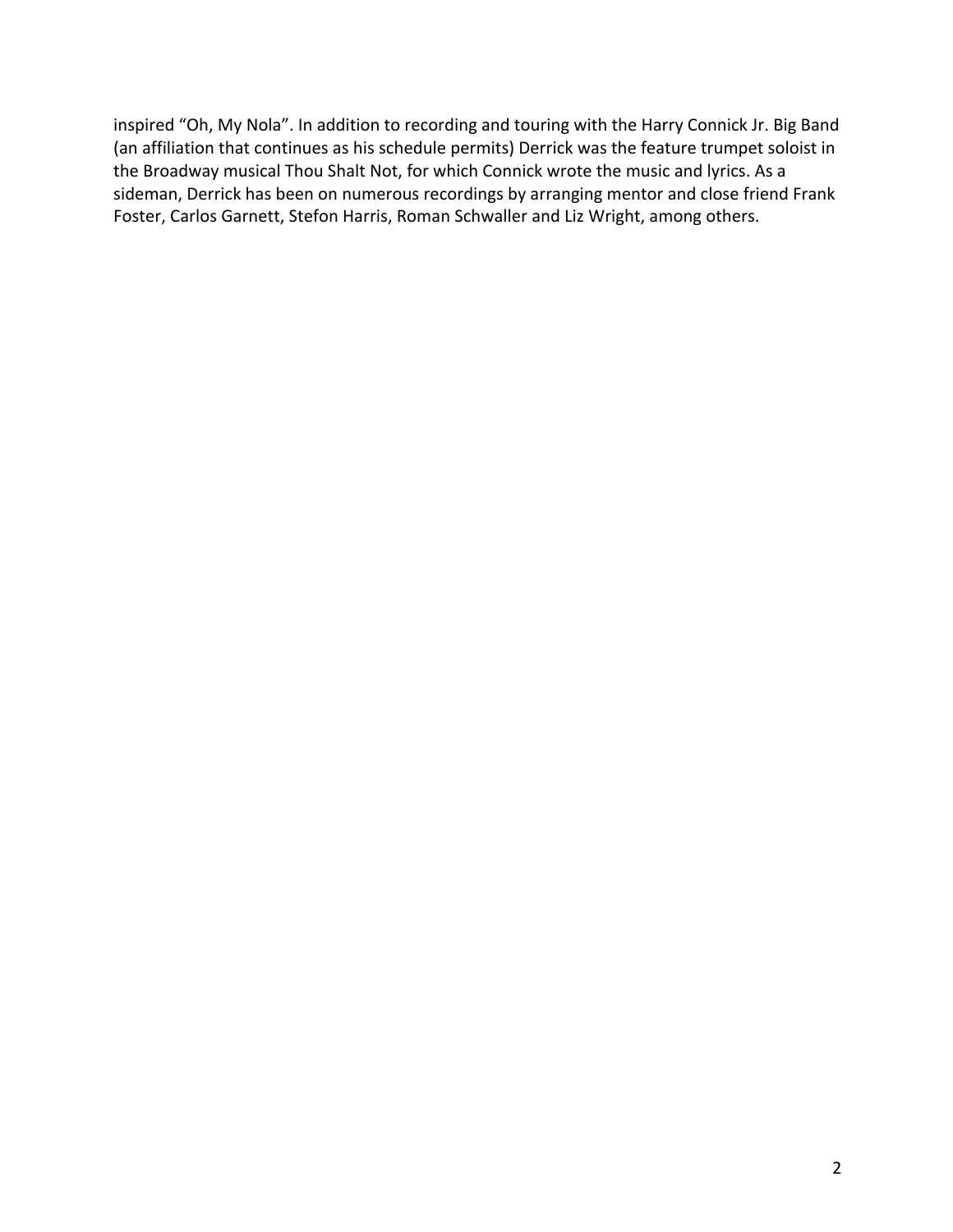inspired “Oh, My Nola”. In addition to recording and touring with the Harry Connick Jr. Big Band (an affiliation that continues as his schedule permits) Derrick was the feature trumpet soloist in the Broadway musical Thou Shalt Not, for which Connick wrote the music and lyrics. As a sideman, Derrick has been on numerous recordings by arranging mentor and close friend Frank Foster, Carlos Garnett, Stefon Harris, Roman Schwaller and Liz Wright, among others.